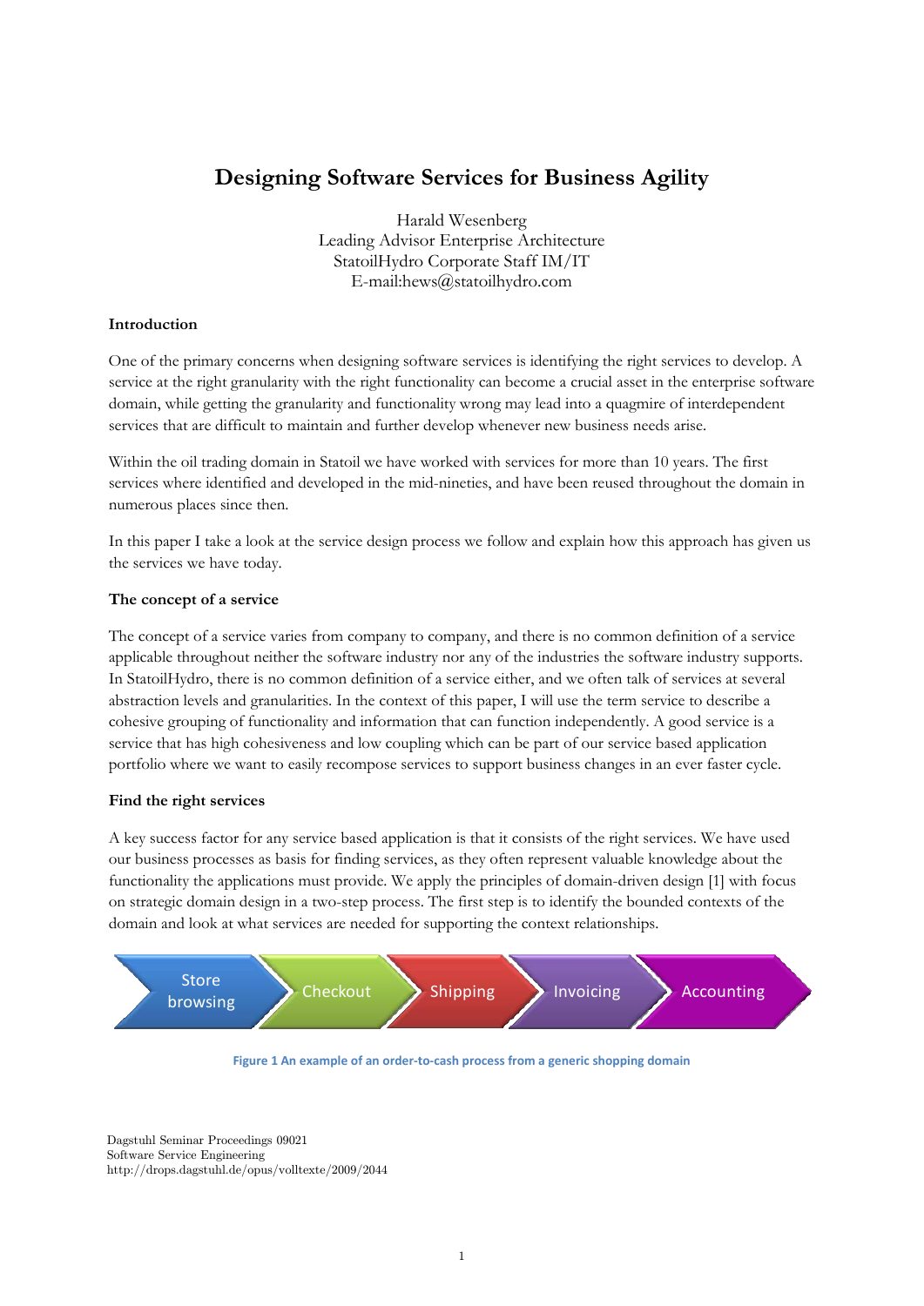# Designing Software Services for Business Agility

Harald Wesenberg
Leading Advisor Enterprise Architecture
StatoilHydro Corporate Staff IM/IT
E-mail:hews@statoilhydro.com

### Introduction

One of the primary concerns when designing software services is identifying the right services to develop. A service at the right granularity with the right functionality can become a crucial asset in the enterprise software domain, while getting the granularity and functionality wrong may lead into a quagmire of interdependent services that are difficult to maintain and further develop whenever new business needs arise.

Within the oil trading domain in Statoil we have worked with services for more than 10 years. The first services where identified and developed in the mid-nineties, and have been reused throughout the domain in numerous places since then.

In this paper I take a look at the service design process we follow and explain how this approach has given us the services we have today.

### The concept of a service

The concept of a service varies from company to company, and there is no common definition of a service applicable throughout neither the software industry nor any of the industries the software industry supports. In StatoilHydro, there is no common definition of a service either, and we often talk of services at several abstraction levels and granularities. In the context of this paper, I will use the term service to describe a cohesive grouping of functionality and information that can function independently. A good service is a service that has high cohesiveness and low coupling which can be part of our service based application portfolio where we want to easily recompose services to support business changes in an ever faster cycle.

### Find the right services

A key success factor for any service based application is that it consists of the right services. We have used our business processes as basis for finding services, as they often represent valuable knowledge about the functionality the applications must provide. We apply the principles of domain-driven design [1] with focus on strategic domain design in a two-step process. The first step is to identify the bounded contexts of the domain and look at what services are needed for supporting the context relationships.

Store browsing → Checkout → Shipping → Invoicing → Accounting

**Figure 1 An example of an order-to-cash process from a generic shopping domain**

Dagstuhl Seminar Proceedings 09021
Software Service Engineering
http://drops.dagstuhl.de/opus/volltexte/2009/2044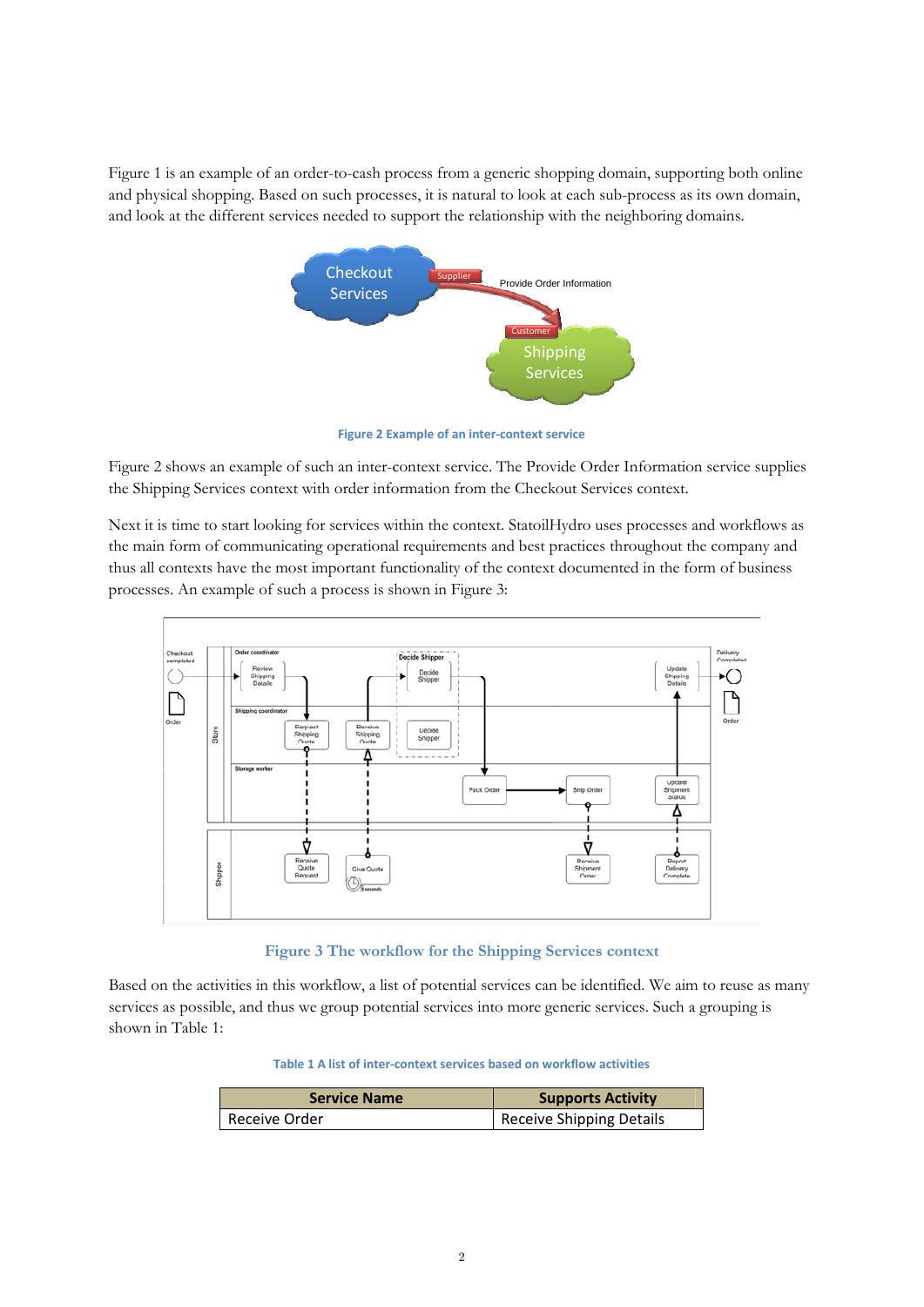Figure 1 is an example of an order-to-cash process from a generic shopping domain, supporting both online and physical shopping. Based on such processes, it is natural to look at each sub-process as its own domain, and look at the different services needed to support the relationship with the neighboring domains.

Figure 2 Example of an inter-context service

Figure 2 shows an example of such an inter-context service. The Provide Order Information service supplies the Shipping Services context with order information from the Checkout Services context.

Next it is time to start looking for services within the context. StatoilHydro uses processes and workflows as the main form of communicating operational requirements and best practices throughout the company and thus all contexts have the most important functionality of the context documented in the form of business processes. An example of such a process is shown in Figure 3:

Figure 3 The workflow for the Shipping Services context

Based on the activities in this workflow, a list of potential services can be identified. We aim to reuse as many services as possible, and thus we group potential services into more generic services. Such a grouping is shown in Table 1:

Table 1 A list of inter-context services based on workflow activities

| Service Name | Supports Activity |
|---|---|
| Receive Order | Receive Shipping Details |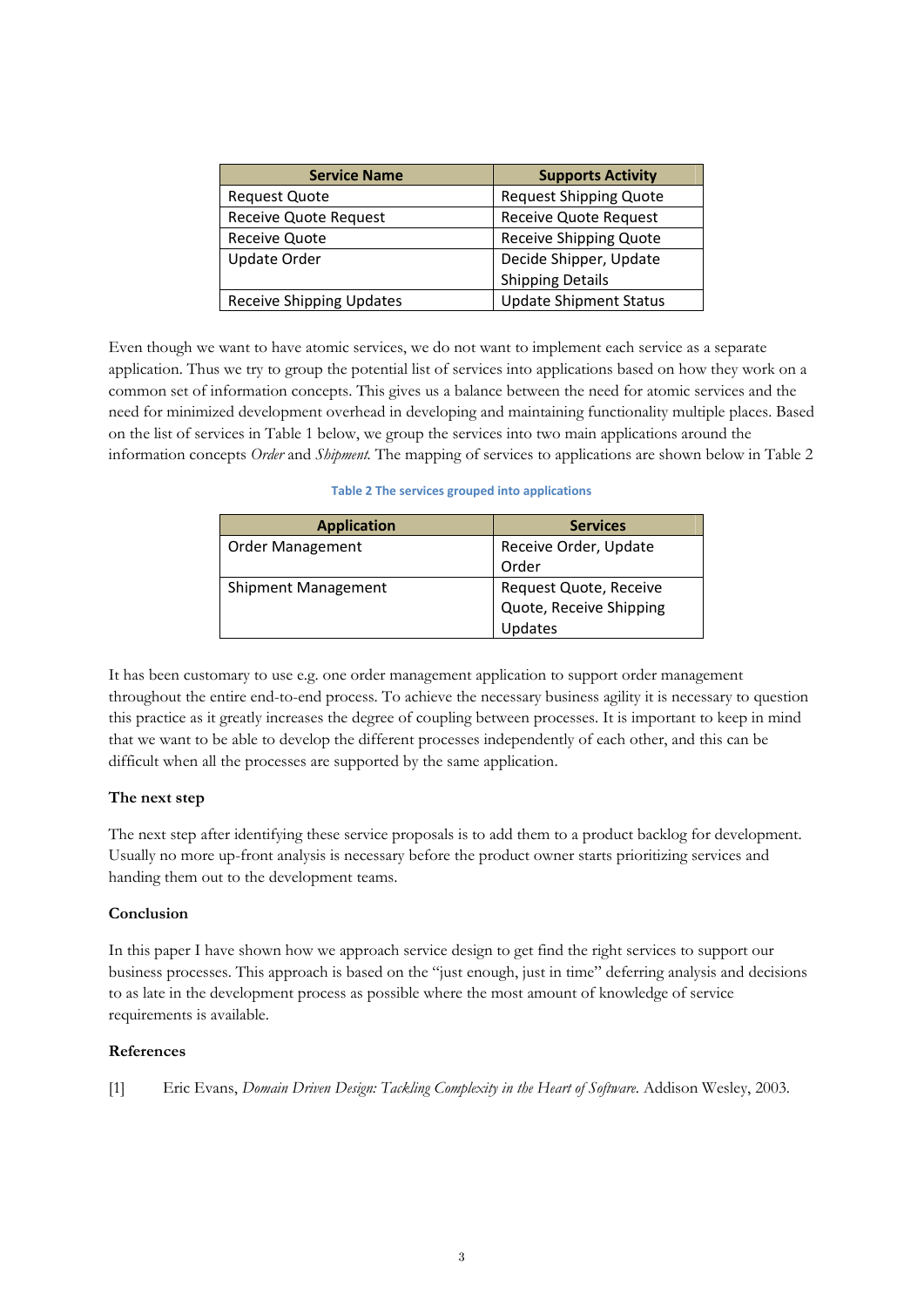| Service Name | Supports Activity |
| --- | --- |
| Request Quote | Request Shipping Quote |
| Receive Quote Request | Receive Quote Request |
| Receive Quote | Receive Shipping Quote |
| Update Order | Decide Shipper, Update Shipping Details |
| Receive Shipping Updates | Update Shipment Status |

Even though we want to have atomic services, we do not want to implement each service as a separate application. Thus we try to group the potential list of services into applications based on how they work on a common set of information concepts. This gives us a balance between the need for atomic services and the need for minimized development overhead in developing and maintaining functionality multiple places. Based on the list of services in Table 1 below, we group the services into two main applications around the information concepts *Order* and *Shipment*. The mapping of services to applications are shown below in Table 2

**Table 2 The services grouped into applications**

| Application | Services |
| --- | --- |
| Order Management | Receive Order, Update Order |
| Shipment Management | Request Quote, Receive Quote, Receive Shipping Updates |

It has been customary to use e.g. one order management application to support order management throughout the entire end-to-end process. To achieve the necessary business agility it is necessary to question this practice as it greatly increases the degree of coupling between processes. It is important to keep in mind that we want to be able to develop the different processes independently of each other, and this can be difficult when all the processes are supported by the same application.

**The next step**

The next step after identifying these service proposals is to add them to a product backlog for development. Usually no more up-front analysis is necessary before the product owner starts prioritizing services and handing them out to the development teams.

**Conclusion**

In this paper I have shown how we approach service design to get find the right services to support our business processes. This approach is based on the "just enough, just in time" deferring analysis and decisions to as late in the development process as possible where the most amount of knowledge of service requirements is available.

**References**

[1] Eric Evans, *Domain Driven Design: Tackling Complexity in the Heart of Software*. Addison Wesley, 2003.